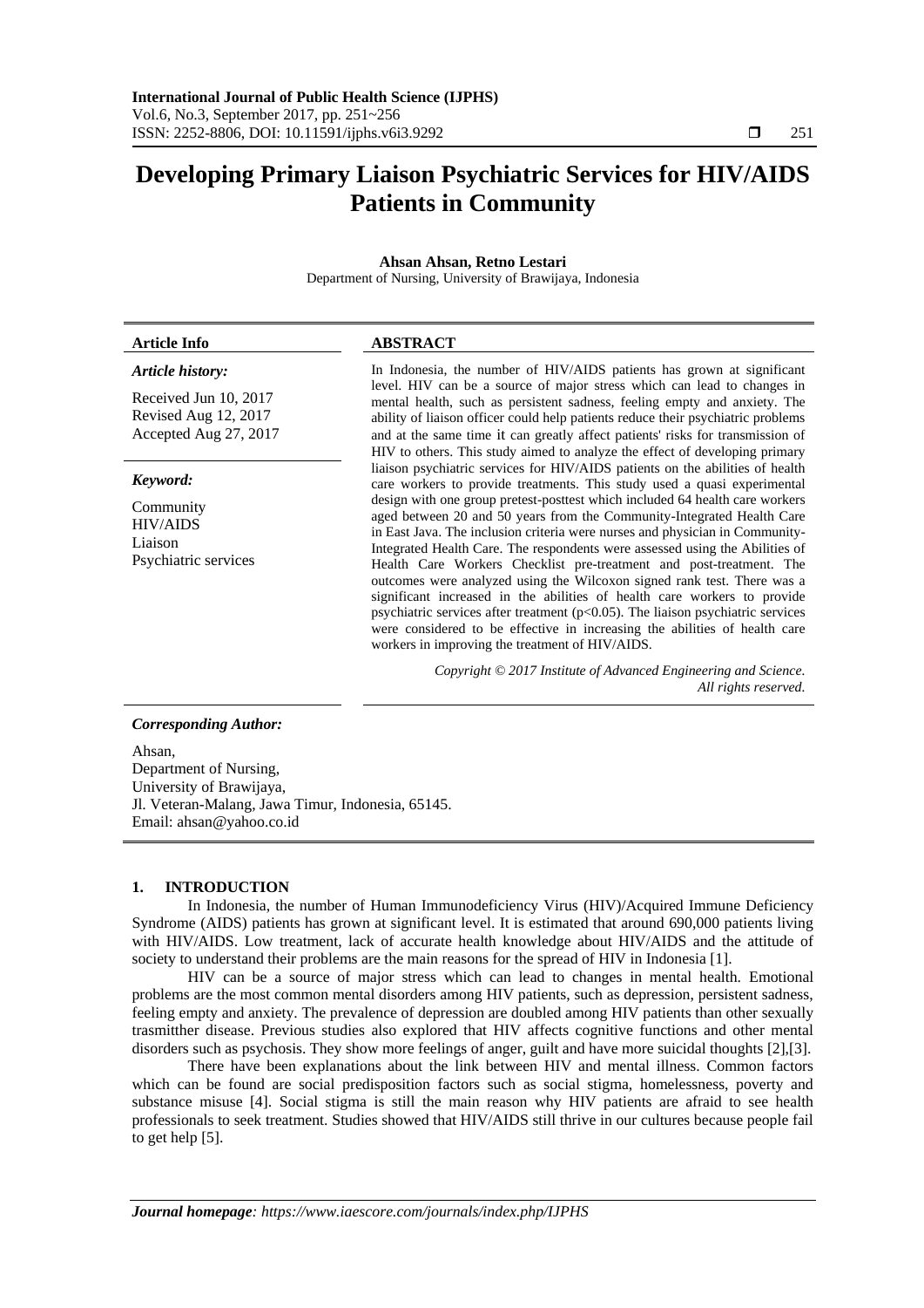# Developing Primary Liaison Psychiatric Services for HIV/AIDS Patients in Community

**Ahsan Ahsan, Retno Lestari**

Department of Nursing, University of Brawijaya, Indonesia

| **Article Info** | **ABSTRACT** |
|---|---|

***Article history:***

Received Jun 10, 2017
Revised Aug 12, 2017
Accepted Aug 27, 2017

***Keyword:***

Community
HIV/AIDS
Liaison
Psychiatric services

In Indonesia, the number of HIV/AIDS patients has grown at significant level. HIV can be a source of major stress which can lead to changes in mental health, such as persistent sadness, feeling empty and anxiety. The ability of liaison officer could help patients reduce their psychiatric problems and at the same time it can greatly affect patients' risks for transmission of HIV to others. This study aimed to analyze the effect of developing primary liaison psychiatric services for HIV/AIDS patients on the abilities of health care workers to provide treatments. This study used a quasi experimental design with one group pretest-posttest which included 64 health care workers aged between 20 and 50 years from the Community-Integrated Health Care in East Java. The inclusion criteria were nurses and physician in Community-Integrated Health Care. The respondents were assessed using the Abilities of Health Care Workers Checklist pre-treatment and post-treatment. The outcomes were analyzed using the Wilcoxon signed rank test. There was a significant increased in the abilities of health care workers to provide psychiatric services after treatment ($p<0.05$). The liaison psychiatric services were considered to be effective in increasing the abilities of health care workers in improving the treatment of HIV/AIDS.

*Copyright © 2017 Institute of Advanced Engineering and Science. All rights reserved.*

***Corresponding Author:***

Ahsan,
Department of Nursing,
University of Brawijaya,
Jl. Veteran-Malang, Jawa Timur, Indonesia, 65145.
Email: ahsan@yahoo.co.id

## 1. INTRODUCTION

In Indonesia, the number of Human Immunodeficiency Virus (HIV)/Acquired Immune Deficiency Syndrome (AIDS) patients has grown at significant level. It is estimated that around 690,000 patients living with HIV/AIDS. Low treatment, lack of accurate health knowledge about HIV/AIDS and the attitude of society to understand their problems are the main reasons for the spread of HIV in Indonesia [1].

HIV can be a source of major stress which can lead to changes in mental health. Emotional problems are the most common mental disorders among HIV patients, such as depression, persistent sadness, feeling empty and anxiety. The prevalence of depression are doubled among HIV patients than other sexually trasmitther disease. Previous studies also explored that HIV affects cognitive functions and other mental disorders such as psychosis. They show more feelings of anger, guilt and have more suicidal thoughts [2],[3].

There have been explanations about the link between HIV and mental illness. Common factors which can be found are social predisposition factors such as social stigma, homelessness, poverty and substance misuse [4]. Social stigma is still the main reason why HIV patients are afraid to see health professionals to seek treatment. Studies showed that HIV/AIDS still thrive in our cultures because people fail to get help [5].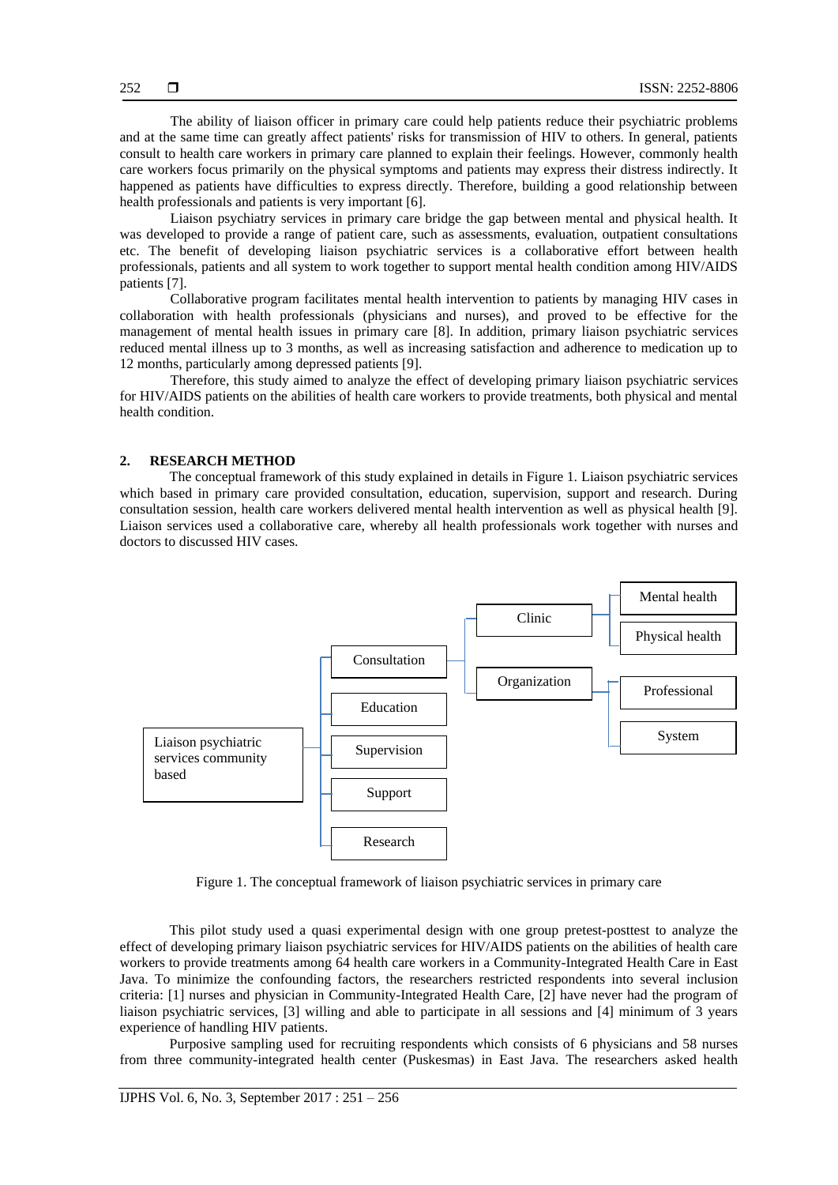The ability of liaison officer in primary care could help patients reduce their psychiatric problems and at the same time can greatly affect patients' risks for transmission of HIV to others. In general, patients consult to health care workers in primary care planned to explain their feelings. However, commonly health care workers focus primarily on the physical symptoms and patients may express their distress indirectly. It happened as patients have difficulties to express directly. Therefore, building a good relationship between health professionals and patients is very important [6].

Liaison psychiatry services in primary care bridge the gap between mental and physical health. It was developed to provide a range of patient care, such as assessments, evaluation, outpatient consultations etc. The benefit of developing liaison psychiatric services is a collaborative effort between health professionals, patients and all system to work together to support mental health condition among HIV/AIDS patients [7].

Collaborative program facilitates mental health intervention to patients by managing HIV cases in collaboration with health professionals (physicians and nurses), and proved to be effective for the management of mental health issues in primary care [8]. In addition, primary liaison psychiatric services reduced mental illness up to 3 months, as well as increasing satisfaction and adherence to medication up to 12 months, particularly among depressed patients [9].

Therefore, this study aimed to analyze the effect of developing primary liaison psychiatric services for HIV/AIDS patients on the abilities of health care workers to provide treatments, both physical and mental health condition.

## 2. RESEARCH METHOD

The conceptual framework of this study explained in details in Figure 1. Liaison psychiatric services which based in primary care provided consultation, education, supervision, support and research. During consultation session, health care workers delivered mental health intervention as well as physical health [9]. Liaison services used a collaborative care, whereby all health professionals work together with nurses and doctors to discussed HIV cases.

Liaison psychiatric services community based → Consultation, Education, Supervision, Support, Research
Consultation → Clinic, Organization
Clinic → Mental health, Physical health
Organization → Professional, System

Figure 1. The conceptual framework of liaison psychiatric services in primary care

This pilot study used a quasi experimental design with one group pretest-posttest to analyze the effect of developing primary liaison psychiatric services for HIV/AIDS patients on the abilities of health care workers to provide treatments among 64 health care workers in a Community-Integrated Health Care in East Java. To minimize the confounding factors, the researchers restricted respondents into several inclusion criteria: [1] nurses and physician in Community-Integrated Health Care, [2] have never had the program of liaison psychiatric services, [3] willing and able to participate in all sessions and [4] minimum of 3 years experience of handling HIV patients.

Purposive sampling used for recruiting respondents which consists of 6 physicians and 58 nurses from three community-integrated health center (Puskesmas) in East Java. The researchers asked health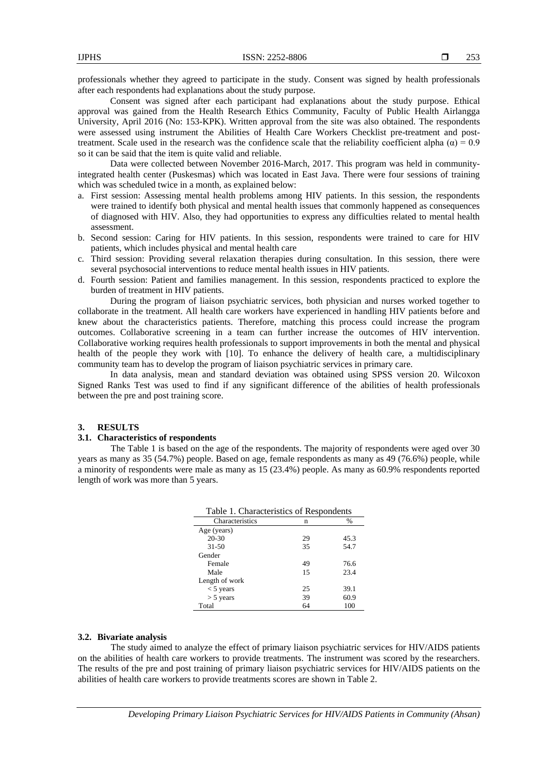professionals whether they agreed to participate in the study. Consent was signed by health professionals after each respondents had explanations about the study purpose.

Consent was signed after each participant had explanations about the study purpose. Ethical approval was gained from the Health Research Ethics Community, Faculty of Public Health Airlangga University, April 2016 (No: 153-KPK). Written approval from the site was also obtained. The respondents were assessed using instrument the Abilities of Health Care Workers Checklist pre-treatment and post-treatment. Scale used in the research was the confidence scale that the reliability coefficient alpha ($\alpha$) = 0.9 so it can be said that the item is quite valid and reliable.

Data were collected between November 2016-March, 2017. This program was held in community-integrated health center (Puskesmas) which was located in East Java. There were four sessions of training which was scheduled twice in a month, as explained below:

a. First session: Assessing mental health problems among HIV patients. In this session, the respondents were trained to identify both physical and mental health issues that commonly happened as consequences of diagnosed with HIV. Also, they had opportunities to express any difficulties related to mental health assessment.
b. Second session: Caring for HIV patients. In this session, respondents were trained to care for HIV patients, which includes physical and mental health care
c. Third session: Providing several relaxation therapies during consultation. In this session, there were several psychosocial interventions to reduce mental health issues in HIV patients.
d. Fourth session: Patient and families management. In this session, respondents practiced to explore the burden of treatment in HIV patients.

During the program of liaison psychiatric services, both physician and nurses worked together to collaborate in the treatment. All health care workers have experienced in handling HIV patients before and knew about the characteristics patients. Therefore, matching this process could increase the program outcomes. Collaborative screening in a team can further increase the outcomes of HIV intervention. Collaborative working requires health professionals to support improvements in both the mental and physical health of the people they work with [10]. To enhance the delivery of health care, a multidisciplinary community team has to develop the program of liaison psychiatric services in primary care.

In data analysis, mean and standard deviation was obtained using SPSS version 20. Wilcoxon Signed Ranks Test was used to find if any significant difference of the abilities of health professionals between the pre and post training score.

## 3. RESULTS

### 3.1. Characteristics of respondents

The Table 1 is based on the age of the respondents. The majority of respondents were aged over 30 years as many as 35 (54.7%) people. Based on age, female respondents as many as 49 (76.6%) people, while a minority of respondents were male as many as 15 (23.4%) people. As many as 60.9% respondents reported length of work was more than 5 years.

Table 1. Characteristics of Respondents

| Characteristics | n | % |
|---|---|---|
| Age (years) | | |
| 20-30 | 29 | 45.3 |
| 31-50 | 35 | 54.7 |
| Gender | | |
| Female | 49 | 76.6 |
| Male | 15 | 23.4 |
| Length of work | | |
| < 5 years | 25 | 39.1 |
| > 5 years | 39 | 60.9 |
| Total | 64 | 100 |

### 3.2. Bivariate analysis

The study aimed to analyze the effect of primary liaison psychiatric services for HIV/AIDS patients on the abilities of health care workers to provide treatments. The instrument was scored by the researchers. The results of the pre and post training of primary liaison psychiatric services for HIV/AIDS patients on the abilities of health care workers to provide treatments scores are shown in Table 2.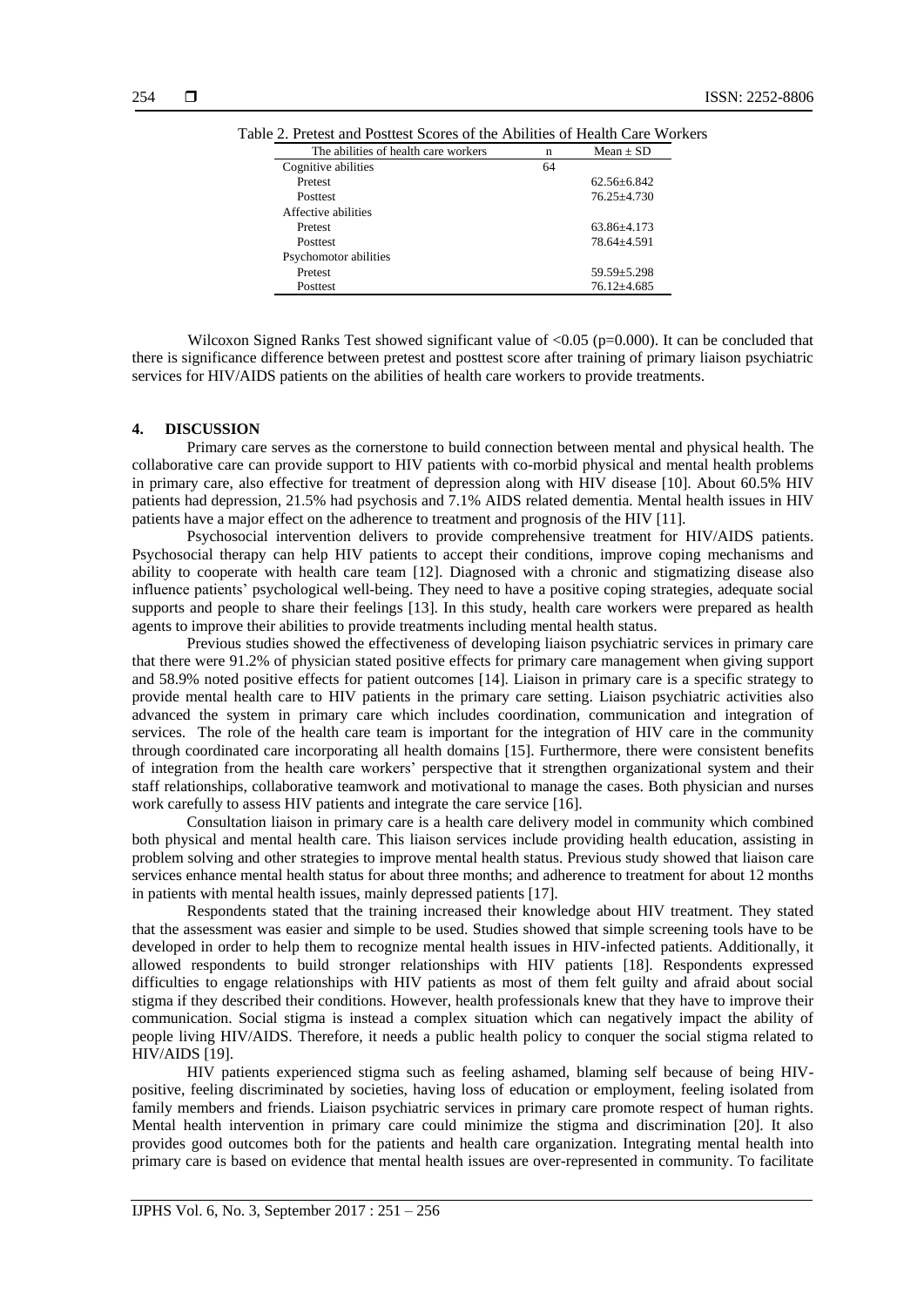Table 2. Pretest and Posttest Scores of the Abilities of Health Care Workers

| The abilities of health care workers | n | Mean ± SD |
|---|---|---|
| Cognitive abilities | 64 | |
| Pretest | | 62.56±6.842 |
| Posttest | | 76.25±4.730 |
| Affective abilities | | |
| Pretest | | 63.86±4.173 |
| Posttest | | 78.64±4.591 |
| Psychomotor abilities | | |
| Pretest | | 59.59±5.298 |
| Posttest | | 76.12±4.685 |

Wilcoxon Signed Ranks Test showed significant value of <0.05 (p=0.000). It can be concluded that there is significance difference between pretest and posttest score after training of primary liaison psychiatric services for HIV/AIDS patients on the abilities of health care workers to provide treatments.

## 4. DISCUSSION

Primary care serves as the cornerstone to build connection between mental and physical health. The collaborative care can provide support to HIV patients with co-morbid physical and mental health problems in primary care, also effective for treatment of depression along with HIV disease [10]. About 60.5% HIV patients had depression, 21.5% had psychosis and 7.1% AIDS related dementia. Mental health issues in HIV patients have a major effect on the adherence to treatment and prognosis of the HIV [11].

Psychosocial intervention delivers to provide comprehensive treatment for HIV/AIDS patients. Psychosocial therapy can help HIV patients to accept their conditions, improve coping mechanisms and ability to cooperate with health care team [12]. Diagnosed with a chronic and stigmatizing disease also influence patients' psychological well-being. They need to have a positive coping strategies, adequate social supports and people to share their feelings [13]. In this study, health care workers were prepared as health agents to improve their abilities to provide treatments including mental health status.

Previous studies showed the effectiveness of developing liaison psychiatric services in primary care that there were 91.2% of physician stated positive effects for primary care management when giving support and 58.9% noted positive effects for patient outcomes [14]. Liaison in primary care is a specific strategy to provide mental health care to HIV patients in the primary care setting. Liaison psychiatric activities also advanced the system in primary care which includes coordination, communication and integration of services. The role of the health care team is important for the integration of HIV care in the community through coordinated care incorporating all health domains [15]. Furthermore, there were consistent benefits of integration from the health care workers' perspective that it strengthen organizational system and their staff relationships, collaborative teamwork and motivational to manage the cases. Both physician and nurses work carefully to assess HIV patients and integrate the care service [16].

Consultation liaison in primary care is a health care delivery model in community which combined both physical and mental health care. This liaison services include providing health education, assisting in problem solving and other strategies to improve mental health status. Previous study showed that liaison care services enhance mental health status for about three months; and adherence to treatment for about 12 months in patients with mental health issues, mainly depressed patients [17].

Respondents stated that the training increased their knowledge about HIV treatment. They stated that the assessment was easier and simple to be used. Studies showed that simple screening tools have to be developed in order to help them to recognize mental health issues in HIV-infected patients. Additionally, it allowed respondents to build stronger relationships with HIV patients [18]. Respondents expressed difficulties to engage relationships with HIV patients as most of them felt guilty and afraid about social stigma if they described their conditions. However, health professionals knew that they have to improve their communication. Social stigma is instead a complex situation which can negatively impact the ability of people living HIV/AIDS. Therefore, it needs a public health policy to conquer the social stigma related to HIV/AIDS [19].

HIV patients experienced stigma such as feeling ashamed, blaming self because of being HIV-positive, feeling discriminated by societies, having loss of education or employment, feeling isolated from family members and friends. Liaison psychiatric services in primary care promote respect of human rights. Mental health intervention in primary care could minimize the stigma and discrimination [20]. It also provides good outcomes both for the patients and health care organization. Integrating mental health into primary care is based on evidence that mental health issues are over-represented in community. To facilitate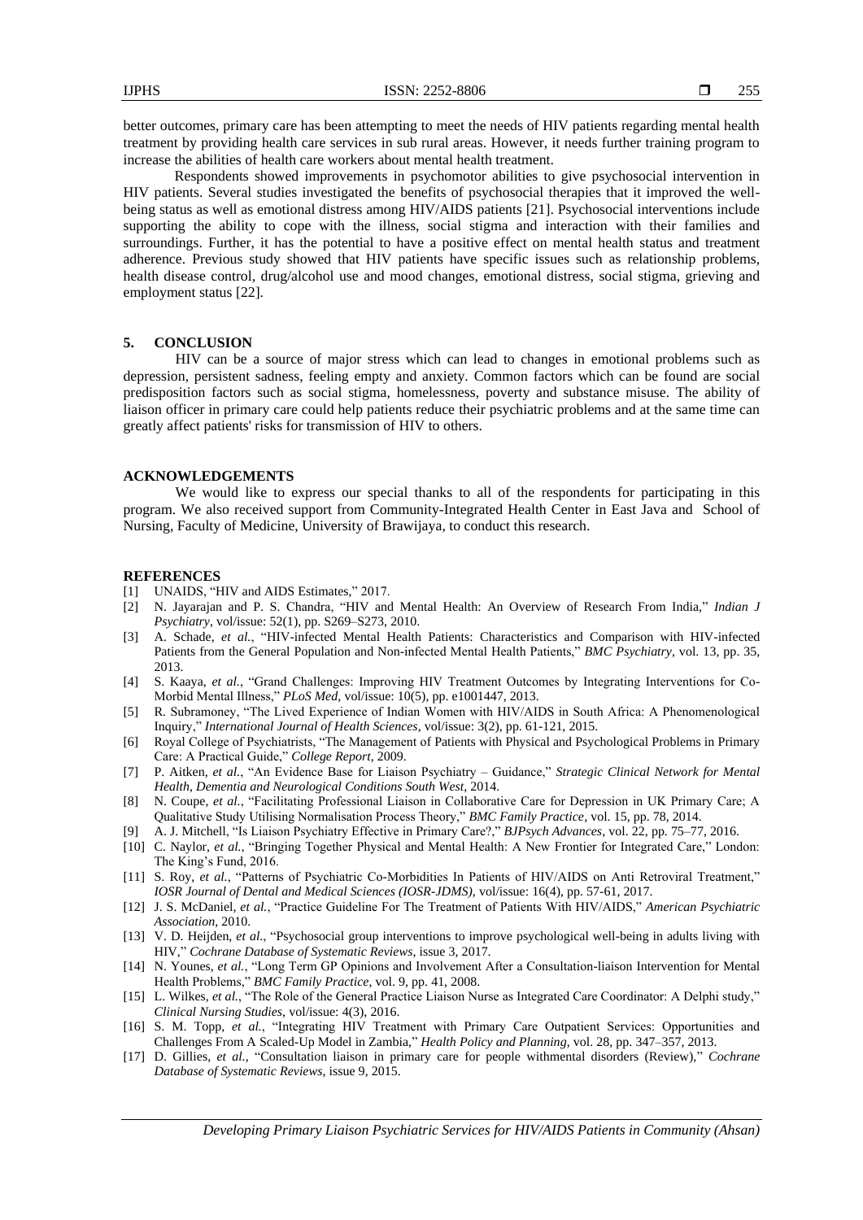better outcomes, primary care has been attempting to meet the needs of HIV patients regarding mental health treatment by providing health care services in sub rural areas. However, it needs further training program to increase the abilities of health care workers about mental health treatment.

Respondents showed improvements in psychomotor abilities to give psychosocial intervention in HIV patients. Several studies investigated the benefits of psychosocial therapies that it improved the well-being status as well as emotional distress among HIV/AIDS patients [21]. Psychosocial interventions include supporting the ability to cope with the illness, social stigma and interaction with their families and surroundings. Further, it has the potential to have a positive effect on mental health status and treatment adherence. Previous study showed that HIV patients have specific issues such as relationship problems, health disease control, drug/alcohol use and mood changes, emotional distress, social stigma, grieving and employment status [22].

## 5. CONCLUSION

HIV can be a source of major stress which can lead to changes in emotional problems such as depression, persistent sadness, feeling empty and anxiety. Common factors which can be found are social predisposition factors such as social stigma, homelessness, poverty and substance misuse. The ability of liaison officer in primary care could help patients reduce their psychiatric problems and at the same time can greatly affect patients' risks for transmission of HIV to others.

## ACKNOWLEDGEMENTS

We would like to express our special thanks to all of the respondents for participating in this program. We also received support from Community-Integrated Health Center in East Java and School of Nursing, Faculty of Medicine, University of Brawijaya, to conduct this research.

## REFERENCES

[1] UNAIDS, "HIV and AIDS Estimates," 2017.

[2] N. Jayarajan and P. S. Chandra, "HIV and Mental Health: An Overview of Research From India," *Indian J Psychiatry*, vol/issue: 52(1), pp. S269–S273, 2010.

[3] A. Schade, *et al.*, "HIV-infected Mental Health Patients: Characteristics and Comparison with HIV-infected Patients from the General Population and Non-infected Mental Health Patients," *BMC Psychiatry*, vol. 13, pp. 35, 2013.

[4] S. Kaaya, *et al.*, "Grand Challenges: Improving HIV Treatment Outcomes by Integrating Interventions for Co-Morbid Mental Illness," *PLoS Med*, vol/issue: 10(5), pp. e1001447, 2013.

[5] R. Subramoney, "The Lived Experience of Indian Women with HIV/AIDS in South Africa: A Phenomenological Inquiry," *International Journal of Health Sciences*, vol/issue: 3(2), pp. 61-121, 2015.

[6] Royal College of Psychiatrists, "The Management of Patients with Physical and Psychological Problems in Primary Care: A Practical Guide," *College Report*, 2009.

[7] P. Aitken, *et al.*, "An Evidence Base for Liaison Psychiatry – Guidance," *Strategic Clinical Network for Mental Health, Dementia and Neurological Conditions South West*, 2014.

[8] N. Coupe, *et al.*, "Facilitating Professional Liaison in Collaborative Care for Depression in UK Primary Care; A Qualitative Study Utilising Normalisation Process Theory," *BMC Family Practice*, vol. 15, pp. 78, 2014.

[9] A. J. Mitchell, "Is Liaison Psychiatry Effective in Primary Care?," *BJPsych Advances*, vol. 22, pp. 75–77, 2016.

[10] C. Naylor, *et al.*, "Bringing Together Physical and Mental Health: A New Frontier for Integrated Care," London: The King's Fund, 2016.

[11] S. Roy, *et al.*, "Patterns of Psychiatric Co-Morbidities In Patients of HIV/AIDS on Anti Retroviral Treatment," *IOSR Journal of Dental and Medical Sciences (IOSR-JDMS)*, vol/issue: 16(4), pp. 57-61, 2017.

[12] J. S. McDaniel, *et al.*, "Practice Guideline For The Treatment of Patients With HIV/AIDS," *American Psychiatric Association*, 2010.

[13] V. D. Heijden, *et al.*, "Psychosocial group interventions to improve psychological well-being in adults living with HIV," *Cochrane Database of Systematic Reviews*, issue 3, 2017.

[14] N. Younes, *et al.*, "Long Term GP Opinions and Involvement After a Consultation-liaison Intervention for Mental Health Problems," *BMC Family Practice*, vol. 9, pp. 41, 2008.

[15] L. Wilkes, *et al.*, "The Role of the General Practice Liaison Nurse as Integrated Care Coordinator: A Delphi study," *Clinical Nursing Studies*, vol/issue: 4(3), 2016.

[16] S. M. Topp, *et al.*, "Integrating HIV Treatment with Primary Care Outpatient Services: Opportunities and Challenges From A Scaled-Up Model in Zambia," *Health Policy and Planning*, vol. 28, pp. 347–357, 2013.

[17] D. Gillies, *et al.*, "Consultation liaison in primary care for people withmental disorders (Review)," *Cochrane Database of Systematic Reviews*, issue 9, 2015.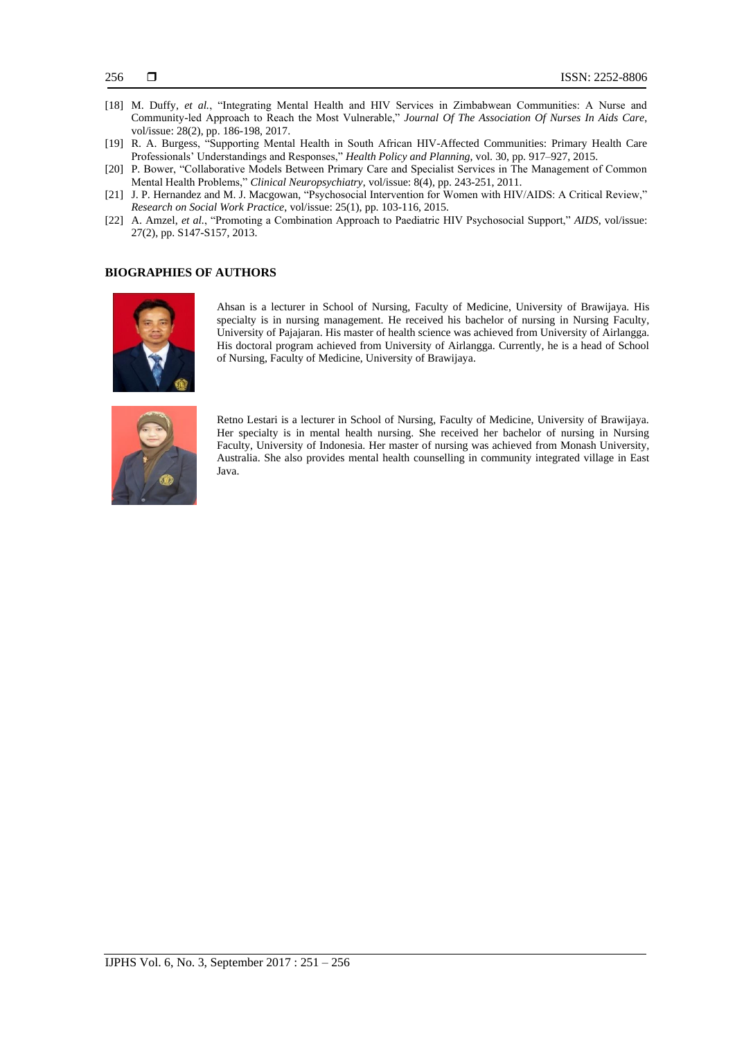[18] M. Duffy, *et al.*, "Integrating Mental Health and HIV Services in Zimbabwean Communities: A Nurse and Community-led Approach to Reach the Most Vulnerable," *Journal Of The Association Of Nurses In Aids Care*, vol/issue: 28(2), pp. 186-198, 2017.

[19] R. A. Burgess, "Supporting Mental Health in South African HIV-Affected Communities: Primary Health Care Professionals' Understandings and Responses," *Health Policy and Planning*, vol. 30, pp. 917–927, 2015.

[20] P. Bower, "Collaborative Models Between Primary Care and Specialist Services in The Management of Common Mental Health Problems," *Clinical Neuropsychiatry*, vol/issue: 8(4), pp. 243-251, 2011.

[21] J. P. Hernandez and M. J. Macgowan, "Psychosocial Intervention for Women with HIV/AIDS: A Critical Review," *Research on Social Work Practice*, vol/issue: 25(1), pp. 103-116, 2015.

[22] A. Amzel, *et al.*, "Promoting a Combination Approach to Paediatric HIV Psychosocial Support," *AIDS*, vol/issue: 27(2), pp. S147-S157, 2013.

## BIOGRAPHIES OF AUTHORS

Ahsan is a lecturer in School of Nursing, Faculty of Medicine, University of Brawijaya. His specialty is in nursing management. He received his bachelor of nursing in Nursing Faculty, University of Pajajaran. His master of health science was achieved from University of Airlangga. His doctoral program achieved from University of Airlangga. Currently, he is a head of School of Nursing, Faculty of Medicine, University of Brawijaya.

Retno Lestari is a lecturer in School of Nursing, Faculty of Medicine, University of Brawijaya. Her specialty is in mental health nursing. She received her bachelor of nursing in Nursing Faculty, University of Indonesia. Her master of nursing was achieved from Monash University, Australia. She also provides mental health counselling in community integrated village in East Java.